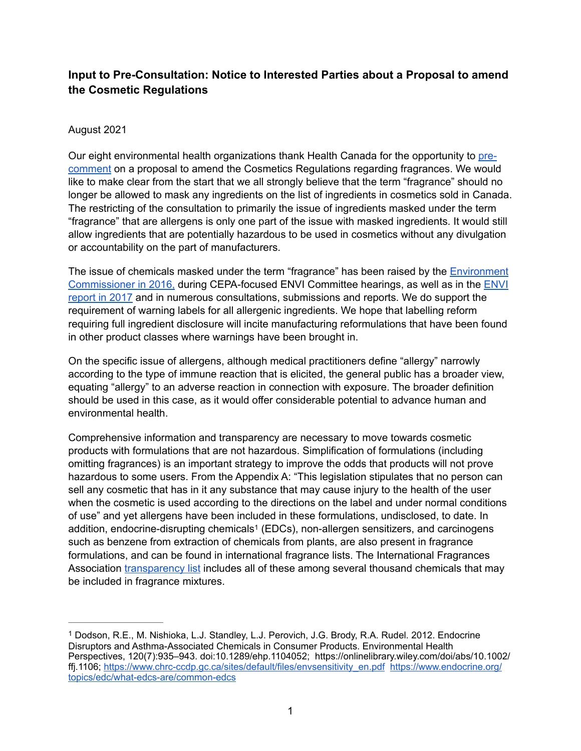**Input to Pre-Consultation: Notice to Interested Parties about a Proposal to amend the Cosmetic Regulations**

August 2021

Our eight environmental health organizations thank Health Canada for the opportunity to pre-comment on a proposal to amend the Cosmetics Regulations regarding fragrances. We would like to make clear from the start that we all strongly believe that the term "fragrance" should no longer be allowed to mask any ingredients on the list of ingredients in cosmetics sold in Canada. The restricting of the consultation to primarily the issue of ingredients masked under the term "fragrance" that are allergens is only one part of the issue with masked ingredients. It would still allow ingredients that are potentially hazardous to be used in cosmetics without any divulgation or accountability on the part of manufacturers.

The issue of chemicals masked under the term "fragrance" has been raised by the Environment Commissioner in 2016, during CEPA-focused ENVI Committee hearings, as well as in the ENVI report in 2017 and in numerous consultations, submissions and reports. We do support the requirement of warning labels for all allergenic ingredients. We hope that labelling reform requiring full ingredient disclosure will incite manufacturing reformulations that have been found in other product classes where warnings have been brought in.

On the specific issue of allergens, although medical practitioners define "allergy" narrowly according to the type of immune reaction that is elicited, the general public has a broader view, equating "allergy" to an adverse reaction in connection with exposure. The broader definition should be used in this case, as it would offer considerable potential to advance human and environmental health.

Comprehensive information and transparency are necessary to move towards cosmetic products with formulations that are not hazardous. Simplification of formulations (including omitting fragrances) is an important strategy to improve the odds that products will not prove hazardous to some users. From the Appendix A: "This legislation stipulates that no person can sell any cosmetic that has in it any substance that may cause injury to the health of the user when the cosmetic is used according to the directions on the label and under normal conditions of use" and yet allergens have been included in these formulations, undisclosed, to date. In addition, endocrine-disrupting chemicals[1] (EDCs), non-allergen sensitizers, and carcinogens such as benzene from extraction of chemicals from plants, are also present in fragrance formulations, and can be found in international fragrance lists. The International Fragrances Association transparency list includes all of these among several thousand chemicals that may be included in fragrance mixtures.

---

[1] Dodson, R.E., M. Nishioka, L.J. Standley, L.J. Perovich, J.G. Brody, R.A. Rudel. 2012. Endocrine Disruptors and Asthma-Associated Chemicals in Consumer Products. Environmental Health Perspectives, 120(7):935–943. doi:10.1289/ehp.1104052; https://onlinelibrary.wiley.com/doi/abs/10.1002/ffj.1106; https://www.chrc-ccdp.gc.ca/sites/default/files/envsensitivity_en.pdf https://www.endocrine.org/topics/edc/what-edcs-are/common-edcs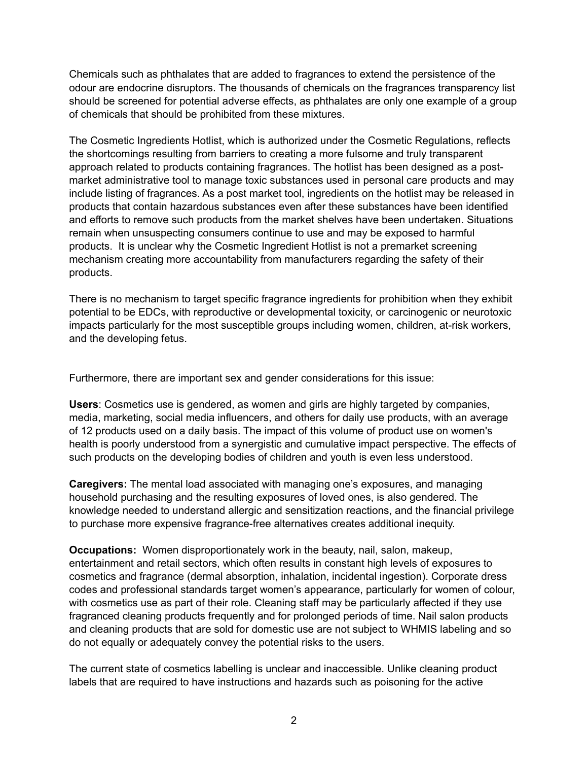Chemicals such as phthalates that are added to fragrances to extend the persistence of the odour are endocrine disruptors. The thousands of chemicals on the fragrances transparency list should be screened for potential adverse effects, as phthalates are only one example of a group of chemicals that should be prohibited from these mixtures.

The Cosmetic Ingredients Hotlist, which is authorized under the Cosmetic Regulations, reflects the shortcomings resulting from barriers to creating a more fulsome and truly transparent approach related to products containing fragrances. The hotlist has been designed as a post-market administrative tool to manage toxic substances used in personal care products and may include listing of fragrances. As a post market tool, ingredients on the hotlist may be released in products that contain hazardous substances even after these substances have been identified and efforts to remove such products from the market shelves have been undertaken. Situations remain when unsuspecting consumers continue to use and may be exposed to harmful products. It is unclear why the Cosmetic Ingredient Hotlist is not a premarket screening mechanism creating more accountability from manufacturers regarding the safety of their products.

There is no mechanism to target specific fragrance ingredients for prohibition when they exhibit potential to be EDCs, with reproductive or developmental toxicity, or carcinogenic or neurotoxic impacts particularly for the most susceptible groups including women, children, at-risk workers, and the developing fetus.

Furthermore, there are important sex and gender considerations for this issue:

**Users**: Cosmetics use is gendered, as women and girls are highly targeted by companies, media, marketing, social media influencers, and others for daily use products, with an average of 12 products used on a daily basis. The impact of this volume of product use on women's health is poorly understood from a synergistic and cumulative impact perspective. The effects of such products on the developing bodies of children and youth is even less understood.

**Caregivers:** The mental load associated with managing one's exposures, and managing household purchasing and the resulting exposures of loved ones, is also gendered. The knowledge needed to understand allergic and sensitization reactions, and the financial privilege to purchase more expensive fragrance-free alternatives creates additional inequity.

**Occupations:** Women disproportionately work in the beauty, nail, salon, makeup, entertainment and retail sectors, which often results in constant high levels of exposures to cosmetics and fragrance (dermal absorption, inhalation, incidental ingestion). Corporate dress codes and professional standards target women's appearance, particularly for women of colour, with cosmetics use as part of their role. Cleaning staff may be particularly affected if they use fragranced cleaning products frequently and for prolonged periods of time. Nail salon products and cleaning products that are sold for domestic use are not subject to WHMIS labeling and so do not equally or adequately convey the potential risks to the users.

The current state of cosmetics labelling is unclear and inaccessible. Unlike cleaning product labels that are required to have instructions and hazards such as poisoning for the active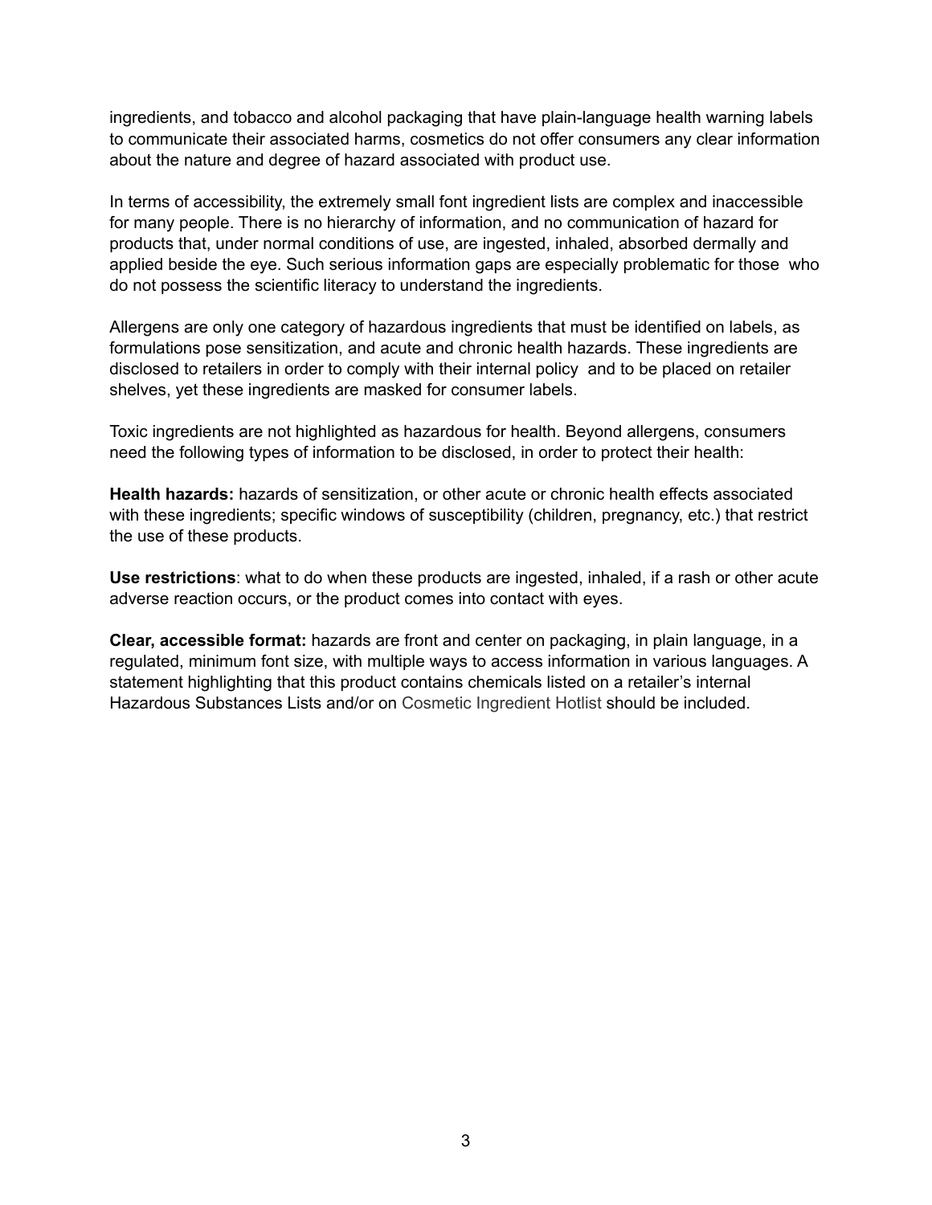ingredients, and tobacco and alcohol packaging that have plain-language health warning labels to communicate their associated harms, cosmetics do not offer consumers any clear information about the nature and degree of hazard associated with product use.

In terms of accessibility, the extremely small font ingredient lists are complex and inaccessible for many people. There is no hierarchy of information, and no communication of hazard for products that, under normal conditions of use, are ingested, inhaled, absorbed dermally and applied beside the eye. Such serious information gaps are especially problematic for those who do not possess the scientific literacy to understand the ingredients.

Allergens are only one category of hazardous ingredients that must be identified on labels, as formulations pose sensitization, and acute and chronic health hazards. These ingredients are disclosed to retailers in order to comply with their internal policy and to be placed on retailer shelves, yet these ingredients are masked for consumer labels.

Toxic ingredients are not highlighted as hazardous for health. Beyond allergens, consumers need the following types of information to be disclosed, in order to protect their health:

**Health hazards:** hazards of sensitization, or other acute or chronic health effects associated with these ingredients; specific windows of susceptibility (children, pregnancy, etc.) that restrict the use of these products.

**Use restrictions**: what to do when these products are ingested, inhaled, if a rash or other acute adverse reaction occurs, or the product comes into contact with eyes.

**Clear, accessible format:** hazards are front and center on packaging, in plain language, in a regulated, minimum font size, with multiple ways to access information in various languages. A statement highlighting that this product contains chemicals listed on a retailer's internal Hazardous Substances Lists and/or on Cosmetic Ingredient Hotlist should be included.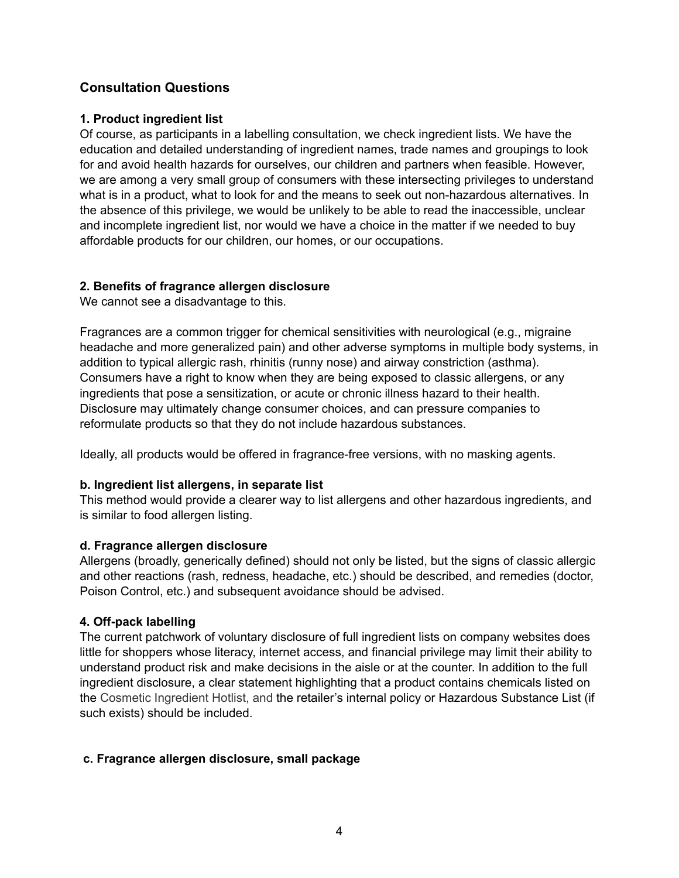## Consultation Questions

### 1. Product ingredient list

Of course, as participants in a labelling consultation, we check ingredient lists. We have the education and detailed understanding of ingredient names, trade names and groupings to look for and avoid health hazards for ourselves, our children and partners when feasible. However, we are among a very small group of consumers with these intersecting privileges to understand what is in a product, what to look for and the means to seek out non-hazardous alternatives. In the absence of this privilege, we would be unlikely to be able to read the inaccessible, unclear and incomplete ingredient list, nor would we have a choice in the matter if we needed to buy affordable products for our children, our homes, or our occupations.

### 2. Benefits of fragrance allergen disclosure

We cannot see a disadvantage to this.

Fragrances are a common trigger for chemical sensitivities with neurological (e.g., migraine headache and more generalized pain) and other adverse symptoms in multiple body systems, in addition to typical allergic rash, rhinitis (runny nose) and airway constriction (asthma). Consumers have a right to know when they are being exposed to classic allergens, or any ingredients that pose a sensitization, or acute or chronic illness hazard to their health. Disclosure may ultimately change consumer choices, and can pressure companies to reformulate products so that they do not include hazardous substances.

Ideally, all products would be offered in fragrance-free versions, with no masking agents.

### b. Ingredient list allergens, in separate list

This method would provide a clearer way to list allergens and other hazardous ingredients, and is similar to food allergen listing.

### d. Fragrance allergen disclosure

Allergens (broadly, generically defined) should not only be listed, but the signs of classic allergic and other reactions (rash, redness, headache, etc.) should be described, and remedies (doctor, Poison Control, etc.) and subsequent avoidance should be advised.

### 4. Off-pack labelling

The current patchwork of voluntary disclosure of full ingredient lists on company websites does little for shoppers whose literacy, internet access, and financial privilege may limit their ability to understand product risk and make decisions in the aisle or at the counter. In addition to the full ingredient disclosure, a clear statement highlighting that a product contains chemicals listed on the Cosmetic Ingredient Hotlist, and the retailer's internal policy or Hazardous Substance List (if such exists) should be included.

### c. Fragrance allergen disclosure, small package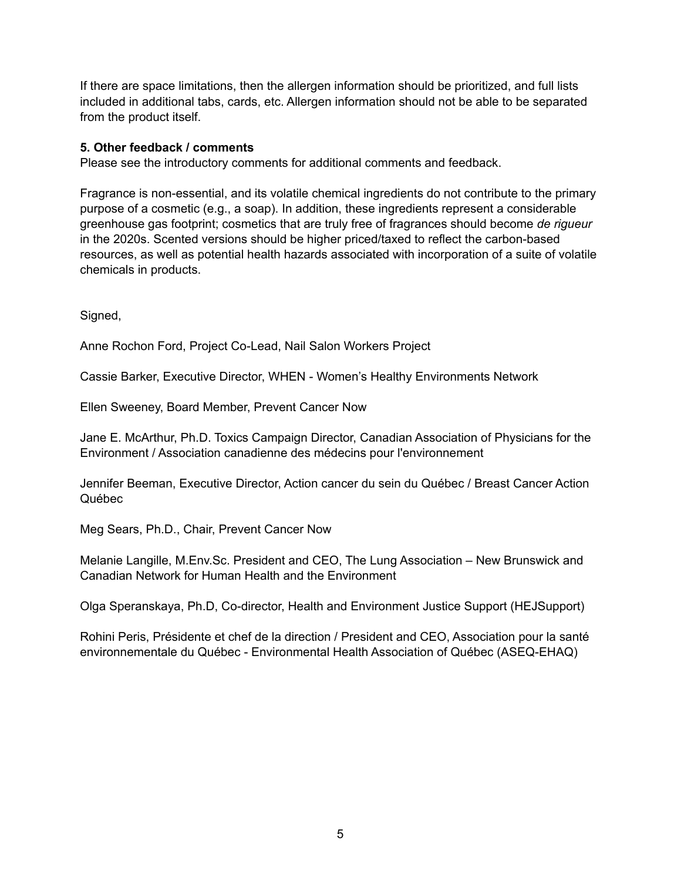If there are space limitations, then the allergen information should be prioritized, and full lists included in additional tabs, cards, etc. Allergen information should not be able to be separated from the product itself.

**5. Other feedback / comments**

Please see the introductory comments for additional comments and feedback.

Fragrance is non-essential, and its volatile chemical ingredients do not contribute to the primary purpose of a cosmetic (e.g., a soap). In addition, these ingredients represent a considerable greenhouse gas footprint; cosmetics that are truly free of fragrances should become *de rigueur* in the 2020s. Scented versions should be higher priced/taxed to reflect the carbon-based resources, as well as potential health hazards associated with incorporation of a suite of volatile chemicals in products.

Signed,

Anne Rochon Ford, Project Co-Lead, Nail Salon Workers Project

Cassie Barker, Executive Director, WHEN - Women's Healthy Environments Network

Ellen Sweeney, Board Member, Prevent Cancer Now

Jane E. McArthur, Ph.D. Toxics Campaign Director, Canadian Association of Physicians for the Environment / Association canadienne des médecins pour l'environnement

Jennifer Beeman, Executive Director, Action cancer du sein du Québec / Breast Cancer Action Québec

Meg Sears, Ph.D., Chair, Prevent Cancer Now

Melanie Langille, M.Env.Sc. President and CEO, The Lung Association – New Brunswick and Canadian Network for Human Health and the Environment

Olga Speranskaya, Ph.D, Co-director, Health and Environment Justice Support (HEJSupport)

Rohini Peris, Présidente et chef de la direction / President and CEO, Association pour la santé environnementale du Québec - Environmental Health Association of Québec (ASEQ-EHAQ)